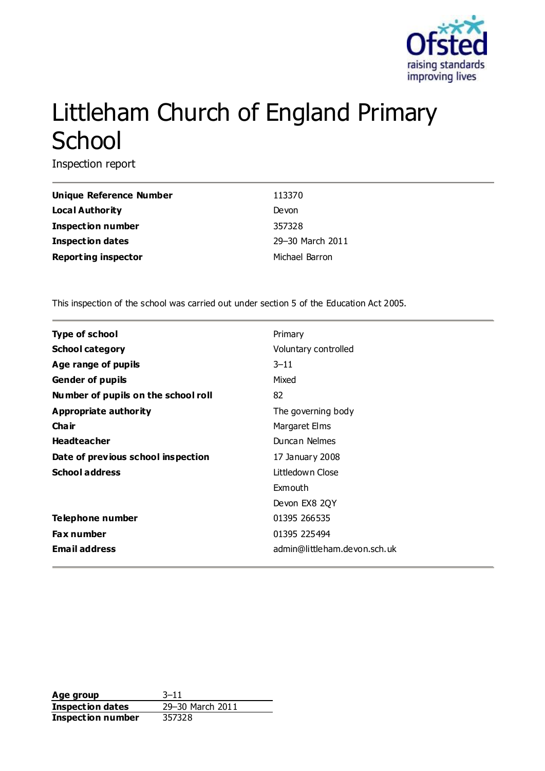# Littleham Church of England Primary School

Inspection report

| | |
|---|---|
| **Unique Reference Number** | 113370 |
| **Local Authority** | Devon |
| **Inspection number** | 357328 |
| **Inspection dates** | 29–30 March 2011 |
| **Reporting inspector** | Michael Barron |

This inspection of the school was carried out under section 5 of the Education Act 2005.

| | |
|---|---|
| **Type of school** | Primary |
| **School category** | Voluntary controlled |
| **Age range of pupils** | 3–11 |
| **Gender of pupils** | Mixed |
| **Number of pupils on the school roll** | 82 |
| **Appropriate authority** | The governing body |
| **Chair** | Margaret Elms |
| **Headteacher** | Duncan Nelmes |
| **Date of previous school inspection** | 17 January 2008 |
| **School address** | Littledown Close<br>Exmouth<br>Devon EX8 2QY |
| **Telephone number** | 01395 266535 |
| **Fax number** | 01395 225494 |
| **Email address** | admin@littleham.devon.sch.uk |

| | |
|---|---|
| **Age group** | 3–11 |
| **Inspection dates** | 29–30 March 2011 |
| **Inspection number** | 357328 |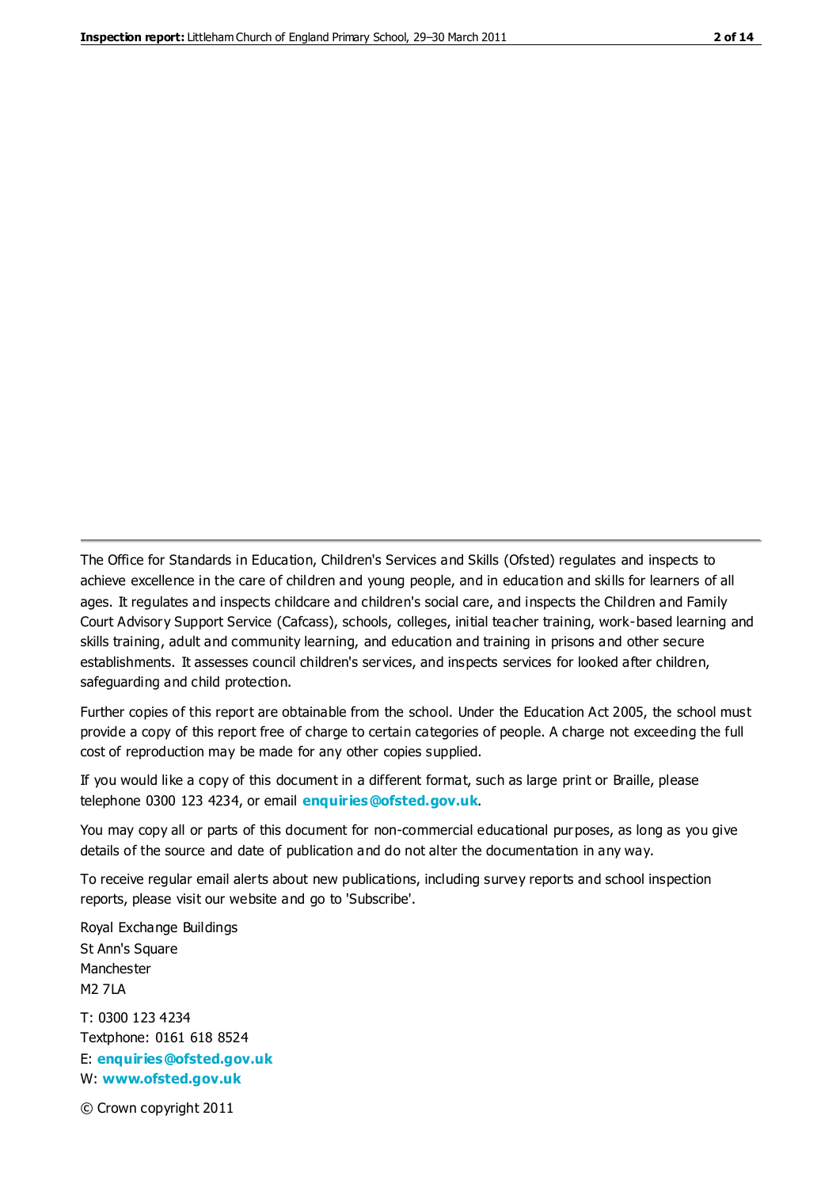The Office for Standards in Education, Children's Services and Skills (Ofsted) regulates and inspects to achieve excellence in the care of children and young people, and in education and skills for learners of all ages. It regulates and inspects childcare and children's social care, and inspects the Children and Family Court Advisory Support Service (Cafcass), schools, colleges, initial teacher training, work-based learning and skills training, adult and community learning, and education and training in prisons and other secure establishments. It assesses council children's services, and inspects services for looked after children, safeguarding and child protection.

Further copies of this report are obtainable from the school. Under the Education Act 2005, the school must provide a copy of this report free of charge to certain categories of people. A charge not exceeding the full cost of reproduction may be made for any other copies supplied.

If you would like a copy of this document in a different format, such as large print or Braille, please telephone 0300 123 4234, or email **enquiries@ofsted.gov.uk**.

You may copy all or parts of this document for non-commercial educational purposes, as long as you give details of the source and date of publication and do not alter the documentation in any way.

To receive regular email alerts about new publications, including survey reports and school inspection reports, please visit our website and go to 'Subscribe'.

Royal Exchange Buildings
St Ann's Square
Manchester
M2 7LA

T: 0300 123 4234
Textphone: 0161 618 8524
E: **enquiries@ofsted.gov.uk**
W: **www.ofsted.gov.uk**

© Crown copyright 2011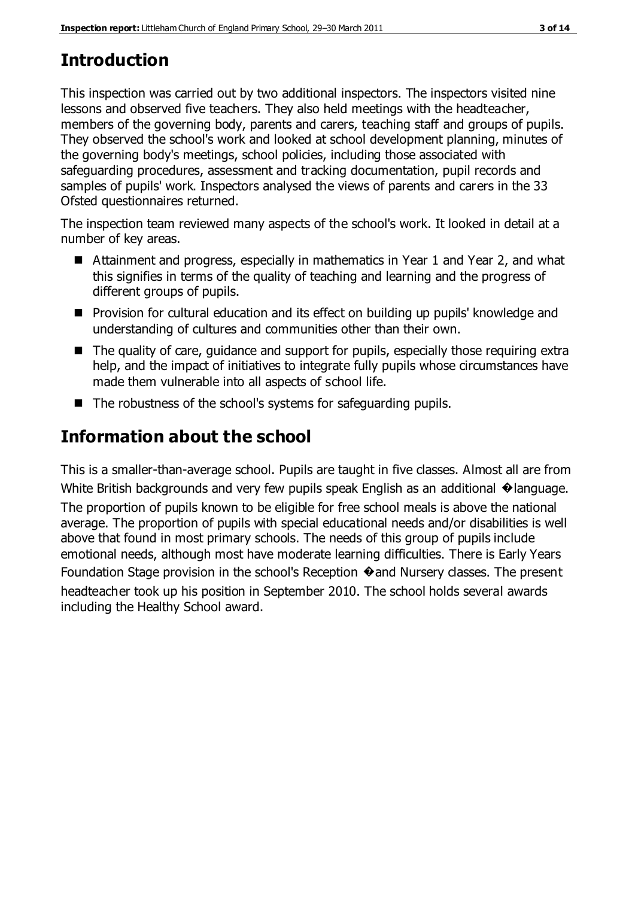# Introduction

This inspection was carried out by two additional inspectors. The inspectors visited nine lessons and observed five teachers. They also held meetings with the headteacher, members of the governing body, parents and carers, teaching staff and groups of pupils. They observed the school's work and looked at school development planning, minutes of the governing body's meetings, school policies, including those associated with safeguarding procedures, assessment and tracking documentation, pupil records and samples of pupils' work. Inspectors analysed the views of parents and carers in the 33 Ofsted questionnaires returned.

The inspection team reviewed many aspects of the school's work. It looked in detail at a number of key areas.

- Attainment and progress, especially in mathematics in Year 1 and Year 2, and what this signifies in terms of the quality of teaching and learning and the progress of different groups of pupils.
- Provision for cultural education and its effect on building up pupils' knowledge and understanding of cultures and communities other than their own.
- The quality of care, guidance and support for pupils, especially those requiring extra help, and the impact of initiatives to integrate fully pupils whose circumstances have made them vulnerable into all aspects of school life.
- The robustness of the school's systems for safeguarding pupils.

# Information about the school

This is a smaller-than-average school. Pupils are taught in five classes. Almost all are from White British backgrounds and very few pupils speak English as an additional �language. The proportion of pupils known to be eligible for free school meals is above the national average. The proportion of pupils with special educational needs and/or disabilities is well above that found in most primary schools. The needs of this group of pupils include emotional needs, although most have moderate learning difficulties. There is Early Years Foundation Stage provision in the school's Reception �and Nursery classes. The present headteacher took up his position in September 2010. The school holds several awards including the Healthy School award.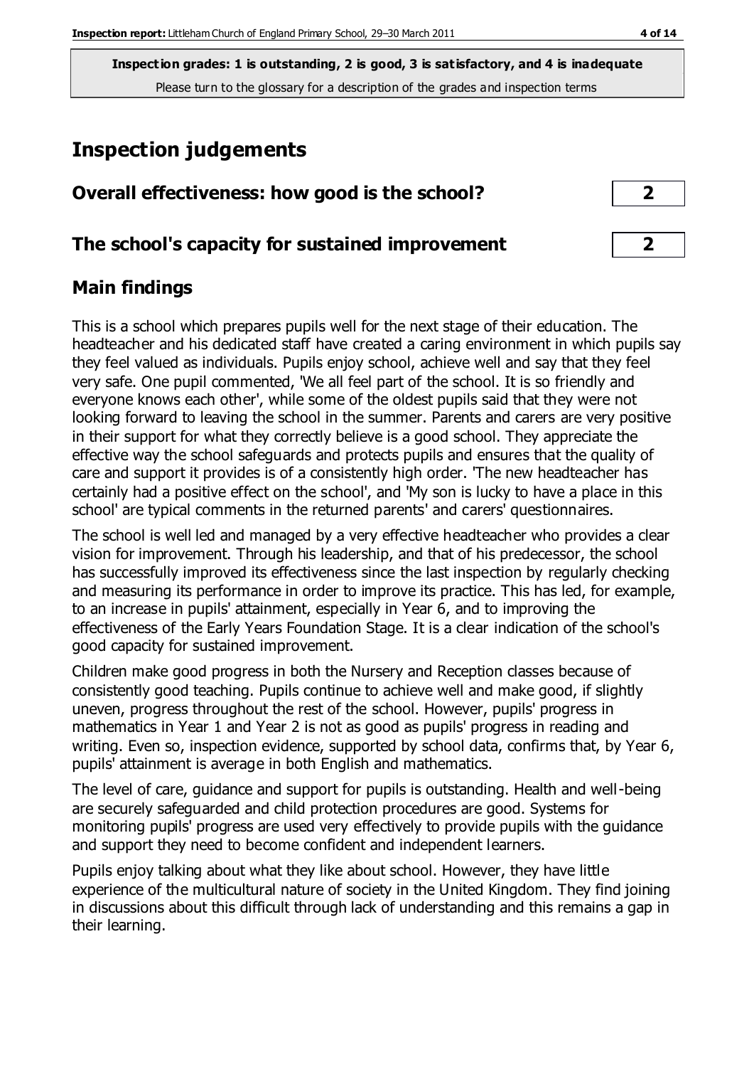**Inspection grades: 1 is outstanding, 2 is good, 3 is satisfactory, and 4 is inadequate**
Please turn to the glossary for a description of the grades and inspection terms

# Inspection judgements

## Overall effectiveness: how good is the school? 2

## The school's capacity for sustained improvement 2

## Main findings

This is a school which prepares pupils well for the next stage of their education. The headteacher and his dedicated staff have created a caring environment in which pupils say they feel valued as individuals. Pupils enjoy school, achieve well and say that they feel very safe. One pupil commented, 'We all feel part of the school. It is so friendly and everyone knows each other', while some of the oldest pupils said that they were not looking forward to leaving the school in the summer. Parents and carers are very positive in their support for what they correctly believe is a good school. They appreciate the effective way the school safeguards and protects pupils and ensures that the quality of care and support it provides is of a consistently high order. 'The new headteacher has certainly had a positive effect on the school', and 'My son is lucky to have a place in this school' are typical comments in the returned parents' and carers' questionnaires.

The school is well led and managed by a very effective headteacher who provides a clear vision for improvement. Through his leadership, and that of his predecessor, the school has successfully improved its effectiveness since the last inspection by regularly checking and measuring its performance in order to improve its practice. This has led, for example, to an increase in pupils' attainment, especially in Year 6, and to improving the effectiveness of the Early Years Foundation Stage. It is a clear indication of the school's good capacity for sustained improvement.

Children make good progress in both the Nursery and Reception classes because of consistently good teaching. Pupils continue to achieve well and make good, if slightly uneven, progress throughout the rest of the school. However, pupils' progress in mathematics in Year 1 and Year 2 is not as good as pupils' progress in reading and writing. Even so, inspection evidence, supported by school data, confirms that, by Year 6, pupils' attainment is average in both English and mathematics.

The level of care, guidance and support for pupils is outstanding. Health and well-being are securely safeguarded and child protection procedures are good. Systems for monitoring pupils' progress are used very effectively to provide pupils with the guidance and support they need to become confident and independent learners.

Pupils enjoy talking about what they like about school. However, they have little experience of the multicultural nature of society in the United Kingdom. They find joining in discussions about this difficult through lack of understanding and this remains a gap in their learning.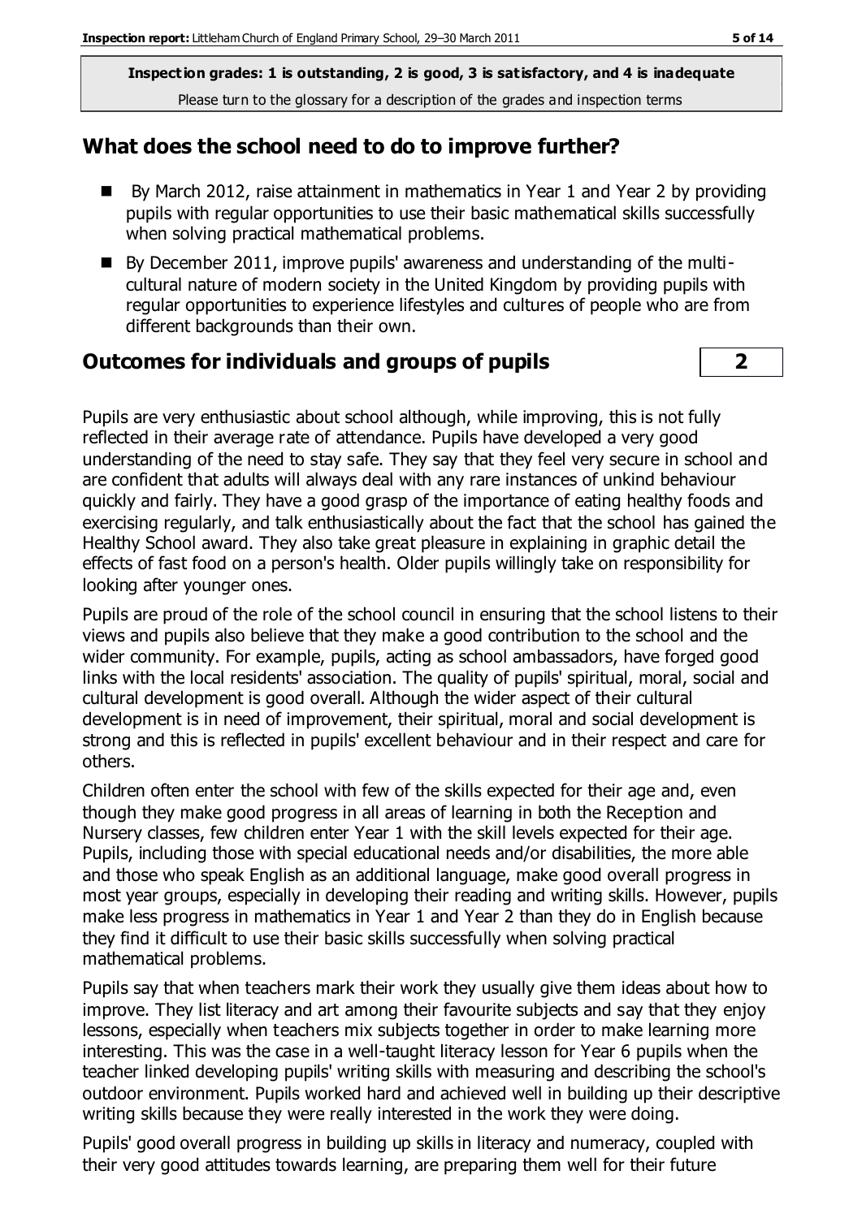**Inspection grades: 1 is outstanding, 2 is good, 3 is satisfactory, and 4 is inadequate**
Please turn to the glossary for a description of the grades and inspection terms

## What does the school need to do to improve further?

- By March 2012, raise attainment in mathematics in Year 1 and Year 2 by providing pupils with regular opportunities to use their basic mathematical skills successfully when solving practical mathematical problems.
- By December 2011, improve pupils' awareness and understanding of the multi-cultural nature of modern society in the United Kingdom by providing pupils with regular opportunities to experience lifestyles and cultures of people who are from different backgrounds than their own.

## Outcomes for individuals and groups of pupils — 2

Pupils are very enthusiastic about school although, while improving, this is not fully reflected in their average rate of attendance. Pupils have developed a very good understanding of the need to stay safe. They say that they feel very secure in school and are confident that adults will always deal with any rare instances of unkind behaviour quickly and fairly. They have a good grasp of the importance of eating healthy foods and exercising regularly, and talk enthusiastically about the fact that the school has gained the Healthy School award. They also take great pleasure in explaining in graphic detail the effects of fast food on a person's health. Older pupils willingly take on responsibility for looking after younger ones.

Pupils are proud of the role of the school council in ensuring that the school listens to their views and pupils also believe that they make a good contribution to the school and the wider community. For example, pupils, acting as school ambassadors, have forged good links with the local residents' association. The quality of pupils' spiritual, moral, social and cultural development is good overall. Although the wider aspect of their cultural development is in need of improvement, their spiritual, moral and social development is strong and this is reflected in pupils' excellent behaviour and in their respect and care for others.

Children often enter the school with few of the skills expected for their age and, even though they make good progress in all areas of learning in both the Reception and Nursery classes, few children enter Year 1 with the skill levels expected for their age. Pupils, including those with special educational needs and/or disabilities, the more able and those who speak English as an additional language, make good overall progress in most year groups, especially in developing their reading and writing skills. However, pupils make less progress in mathematics in Year 1 and Year 2 than they do in English because they find it difficult to use their basic skills successfully when solving practical mathematical problems.

Pupils say that when teachers mark their work they usually give them ideas about how to improve. They list literacy and art among their favourite subjects and say that they enjoy lessons, especially when teachers mix subjects together in order to make learning more interesting. This was the case in a well-taught literacy lesson for Year 6 pupils when the teacher linked developing pupils' writing skills with measuring and describing the school's outdoor environment. Pupils worked hard and achieved well in building up their descriptive writing skills because they were really interested in the work they were doing.

Pupils' good overall progress in building up skills in literacy and numeracy, coupled with their very good attitudes towards learning, are preparing them well for their future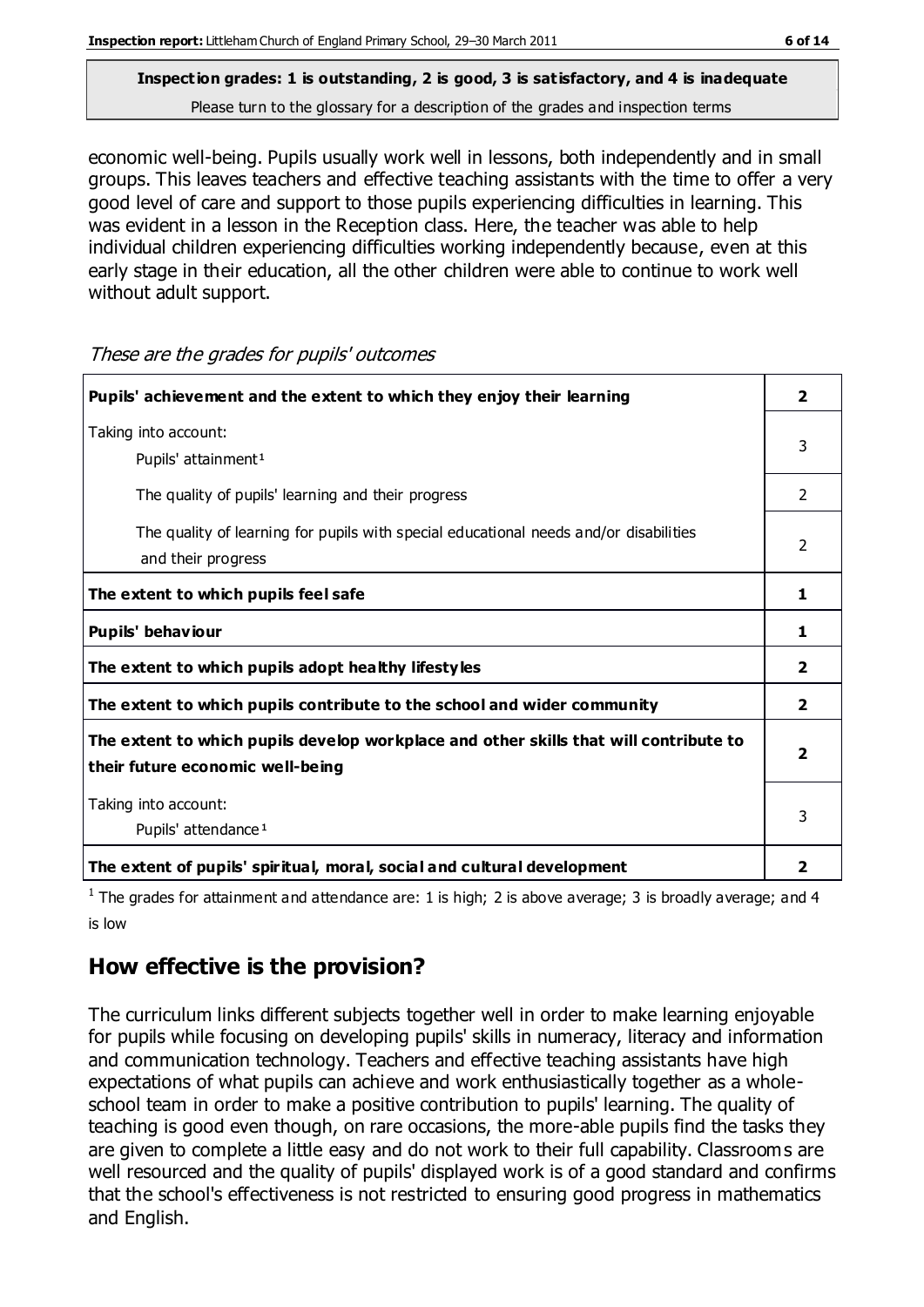**Inspection grades: 1 is outstanding, 2 is good, 3 is satisfactory, and 4 is inadequate**
Please turn to the glossary for a description of the grades and inspection terms

economic well-being. Pupils usually work well in lessons, both independently and in small groups. This leaves teachers and effective teaching assistants with the time to offer a very good level of care and support to those pupils experiencing difficulties in learning. This was evident in a lesson in the Reception class. Here, the teacher was able to help individual children experiencing difficulties working independently because, even at this early stage in their education, all the other children were able to continue to work well without adult support.

*These are the grades for pupils' outcomes*

| | |
|---|---|
| **Pupils' achievement and the extent to which they enjoy their learning** | **2** |
| Taking into account: Pupils' attainment[1] | 3 |
| The quality of pupils' learning and their progress | 2 |
| The quality of learning for pupils with special educational needs and/or disabilities and their progress | 2 |
| **The extent to which pupils feel safe** | **1** |
| **Pupils' behaviour** | **1** |
| **The extent to which pupils adopt healthy lifestyles** | **2** |
| **The extent to which pupils contribute to the school and wider community** | **2** |
| **The extent to which pupils develop workplace and other skills that will contribute to their future economic well-being** | **2** |
| Taking into account: Pupils' attendance[1] | 3 |
| **The extent of pupils' spiritual, moral, social and cultural development** | **2** |

[1] The grades for attainment and attendance are: 1 is high; 2 is above average; 3 is broadly average; and 4 is low

## How effective is the provision?

The curriculum links different subjects together well in order to make learning enjoyable for pupils while focusing on developing pupils' skills in numeracy, literacy and information and communication technology. Teachers and effective teaching assistants have high expectations of what pupils can achieve and work enthusiastically together as a whole-school team in order to make a positive contribution to pupils' learning. The quality of teaching is good even though, on rare occasions, the more-able pupils find the tasks they are given to complete a little easy and do not work to their full capability. Classrooms are well resourced and the quality of pupils' displayed work is of a good standard and confirms that the school's effectiveness is not restricted to ensuring good progress in mathematics and English.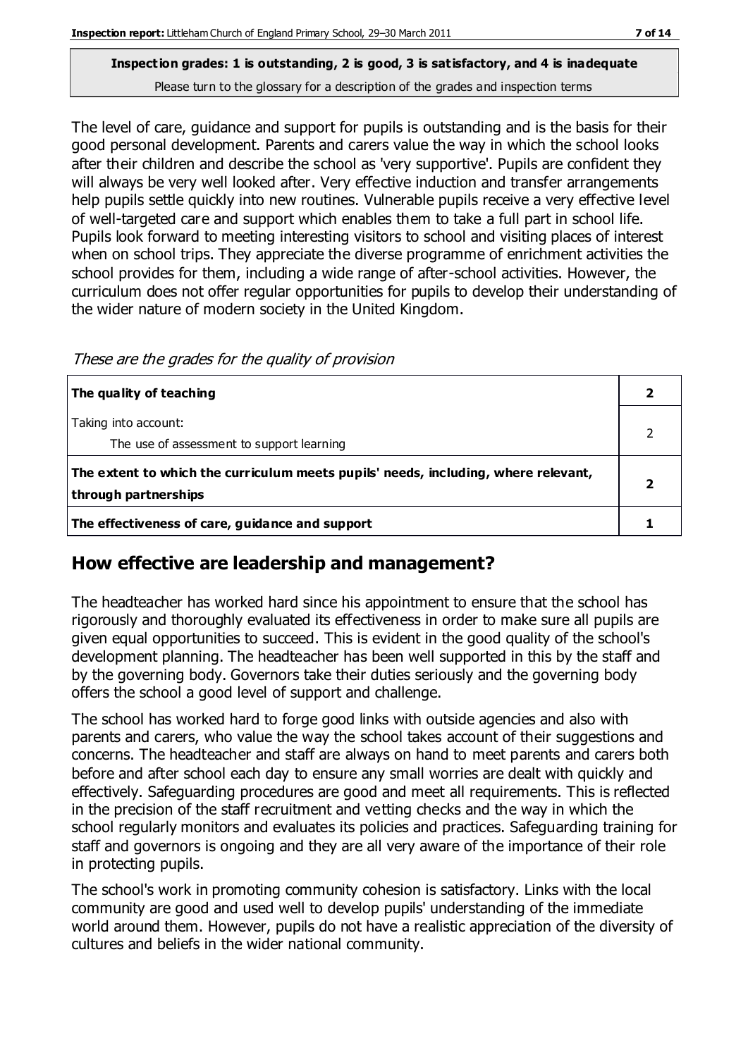**Inspection grades: 1 is outstanding, 2 is good, 3 is satisfactory, and 4 is inadequate**

Please turn to the glossary for a description of the grades and inspection terms

The level of care, guidance and support for pupils is outstanding and is the basis for their good personal development. Parents and carers value the way in which the school looks after their children and describe the school as 'very supportive'. Pupils are confident they will always be very well looked after. Very effective induction and transfer arrangements help pupils settle quickly into new routines. Vulnerable pupils receive a very effective level of well-targeted care and support which enables them to take a full part in school life. Pupils look forward to meeting interesting visitors to school and visiting places of interest when on school trips. They appreciate the diverse programme of enrichment activities the school provides for them, including a wide range of after-school activities. However, the curriculum does not offer regular opportunities for pupils to develop their understanding of the wider nature of modern society in the United Kingdom.

*These are the grades for the quality of provision*

| | |
|---|---|
| **The quality of teaching** | **2** |
| Taking into account:<br>The use of assessment to support learning | 2 |
| **The extent to which the curriculum meets pupils' needs, including, where relevant, through partnerships** | **2** |
| **The effectiveness of care, guidance and support** | **1** |

## How effective are leadership and management?

The headteacher has worked hard since his appointment to ensure that the school has rigorously and thoroughly evaluated its effectiveness in order to make sure all pupils are given equal opportunities to succeed. This is evident in the good quality of the school's development planning. The headteacher has been well supported in this by the staff and by the governing body. Governors take their duties seriously and the governing body offers the school a good level of support and challenge.

The school has worked hard to forge good links with outside agencies and also with parents and carers, who value the way the school takes account of their suggestions and concerns. The headteacher and staff are always on hand to meet parents and carers both before and after school each day to ensure any small worries are dealt with quickly and effectively. Safeguarding procedures are good and meet all requirements. This is reflected in the precision of the staff recruitment and vetting checks and the way in which the school regularly monitors and evaluates its policies and practices. Safeguarding training for staff and governors is ongoing and they are all very aware of the importance of their role in protecting pupils.

The school's work in promoting community cohesion is satisfactory. Links with the local community are good and used well to develop pupils' understanding of the immediate world around them. However, pupils do not have a realistic appreciation of the diversity of cultures and beliefs in the wider national community.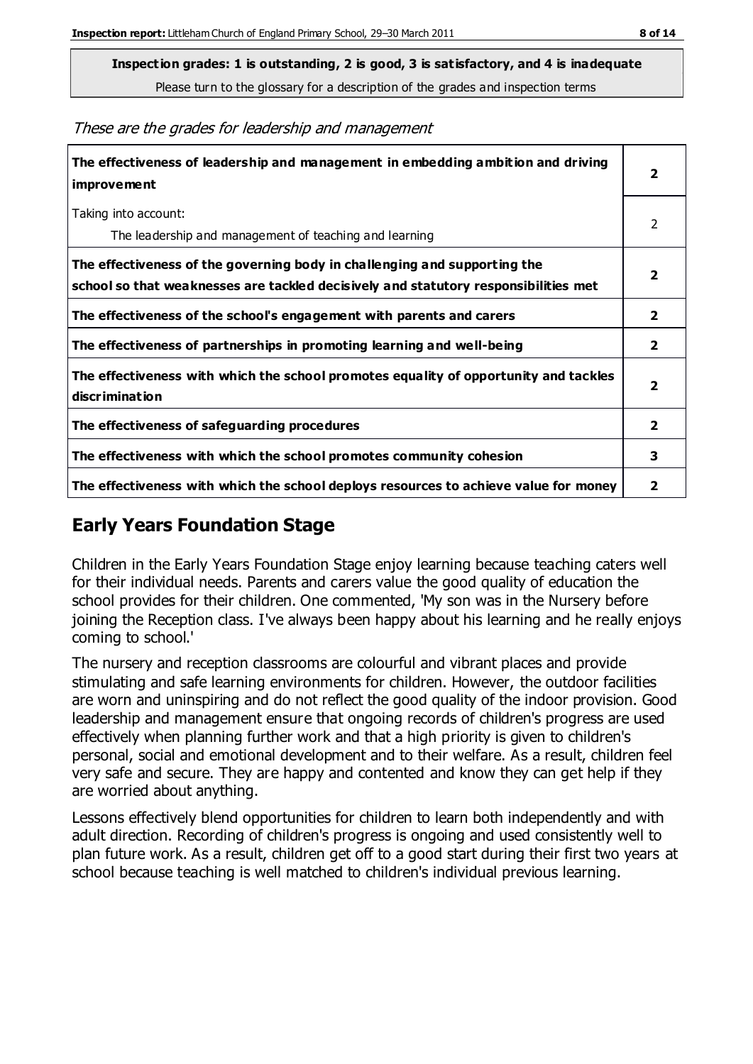**Inspection grades: 1 is outstanding, 2 is good, 3 is satisfactory, and 4 is inadequate**
Please turn to the glossary for a description of the grades and inspection terms

*These are the grades for leadership and management*

| | |
|---|---|
| **The effectiveness of leadership and management in embedding ambition and driving improvement** | **2** |
| Taking into account: The leadership and management of teaching and learning | 2 |
| **The effectiveness of the governing body in challenging and supporting the school so that weaknesses are tackled decisively and statutory responsibilities met** | **2** |
| **The effectiveness of the school's engagement with parents and carers** | **2** |
| **The effectiveness of partnerships in promoting learning and well-being** | **2** |
| **The effectiveness with which the school promotes equality of opportunity and tackles discrimination** | **2** |
| **The effectiveness of safeguarding procedures** | **2** |
| **The effectiveness with which the school promotes community cohesion** | **3** |
| **The effectiveness with which the school deploys resources to achieve value for money** | **2** |

## Early Years Foundation Stage

Children in the Early Years Foundation Stage enjoy learning because teaching caters well for their individual needs. Parents and carers value the good quality of education the school provides for their children. One commented, 'My son was in the Nursery before joining the Reception class. I've always been happy about his learning and he really enjoys coming to school.'

The nursery and reception classrooms are colourful and vibrant places and provide stimulating and safe learning environments for children. However, the outdoor facilities are worn and uninspiring and do not reflect the good quality of the indoor provision. Good leadership and management ensure that ongoing records of children's progress are used effectively when planning further work and that a high priority is given to children's personal, social and emotional development and to their welfare. As a result, children feel very safe and secure. They are happy and contented and know they can get help if they are worried about anything.

Lessons effectively blend opportunities for children to learn both independently and with adult direction. Recording of children's progress is ongoing and used consistently well to plan future work. As a result, children get off to a good start during their first two years at school because teaching is well matched to children's individual previous learning.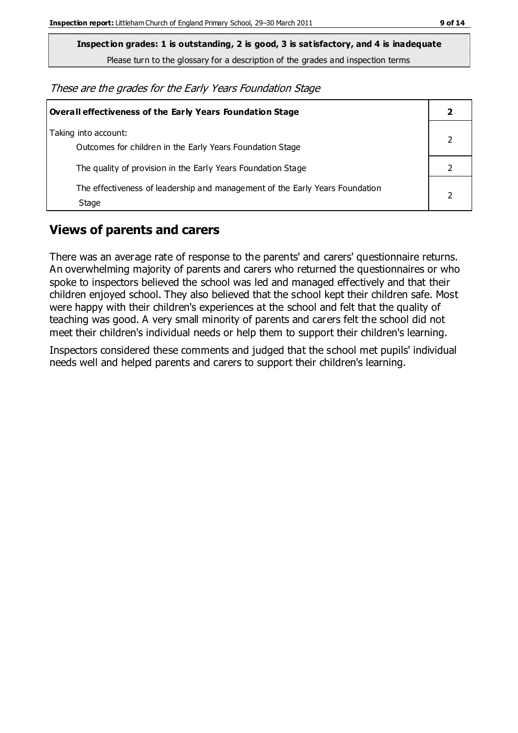**Inspection grades: 1 is outstanding, 2 is good, 3 is satisfactory, and 4 is inadequate**

Please turn to the glossary for a description of the grades and inspection terms

*These are the grades for the Early Years Foundation Stage*

| | |
|---|---|
| **Overall effectiveness of the Early Years Foundation Stage** | **2** |
| Taking into account:<br>Outcomes for children in the Early Years Foundation Stage | 2 |
| The quality of provision in the Early Years Foundation Stage | 2 |
| The effectiveness of leadership and management of the Early Years Foundation Stage | 2 |

## Views of parents and carers

There was an average rate of response to the parents' and carers' questionnaire returns. An overwhelming majority of parents and carers who returned the questionnaires or who spoke to inspectors believed the school was led and managed effectively and that their children enjoyed school. They also believed that the school kept their children safe. Most were happy with their children's experiences at the school and felt that the quality of teaching was good. A very small minority of parents and carers felt the school did not meet their children's individual needs or help them to support their children's learning.

Inspectors considered these comments and judged that the school met pupils' individual needs well and helped parents and carers to support their children's learning.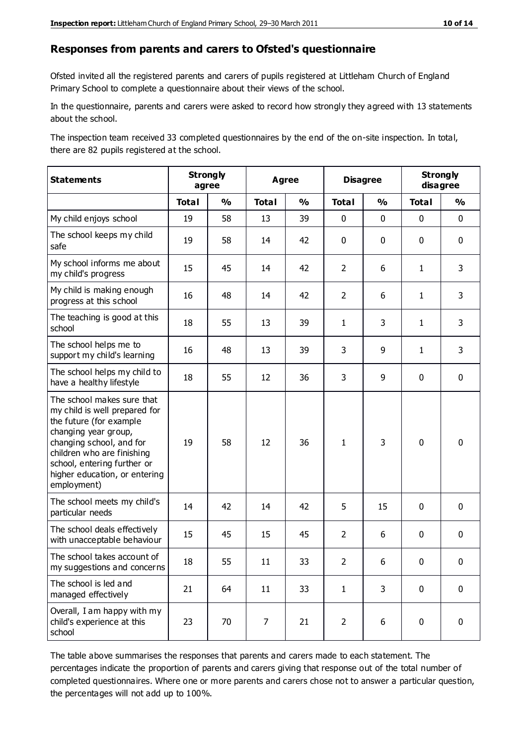## Responses from parents and carers to Ofsted's questionnaire

Ofsted invited all the registered parents and carers of pupils registered at Littleham Church of England Primary School to complete a questionnaire about their views of the school.

In the questionnaire, parents and carers were asked to record how strongly they agreed with 13 statements about the school.

The inspection team received 33 completed questionnaires by the end of the on-site inspection. In total, there are 82 pupils registered at the school.

| Statements | Strongly agree | | Agree | | Disagree | | Strongly disagree | |
|---|---|---|---|---|---|---|---|---|
| | Total | % | Total | % | Total | % | Total | % |
| My child enjoys school | 19 | 58 | 13 | 39 | 0 | 0 | 0 | 0 |
| The school keeps my child safe | 19 | 58 | 14 | 42 | 0 | 0 | 0 | 0 |
| My school informs me about my child's progress | 15 | 45 | 14 | 42 | 2 | 6 | 1 | 3 |
| My child is making enough progress at this school | 16 | 48 | 14 | 42 | 2 | 6 | 1 | 3 |
| The teaching is good at this school | 18 | 55 | 13 | 39 | 1 | 3 | 1 | 3 |
| The school helps me to support my child's learning | 16 | 48 | 13 | 39 | 3 | 9 | 1 | 3 |
| The school helps my child to have a healthy lifestyle | 18 | 55 | 12 | 36 | 3 | 9 | 0 | 0 |
| The school makes sure that my child is well prepared for the future (for example changing year group, changing school, and for children who are finishing school, entering further or higher education, or entering employment) | 19 | 58 | 12 | 36 | 1 | 3 | 0 | 0 |
| The school meets my child's particular needs | 14 | 42 | 14 | 42 | 5 | 15 | 0 | 0 |
| The school deals effectively with unacceptable behaviour | 15 | 45 | 15 | 45 | 2 | 6 | 0 | 0 |
| The school takes account of my suggestions and concerns | 18 | 55 | 11 | 33 | 2 | 6 | 0 | 0 |
| The school is led and managed effectively | 21 | 64 | 11 | 33 | 1 | 3 | 0 | 0 |
| Overall, I am happy with my child's experience at this school | 23 | 70 | 7 | 21 | 2 | 6 | 0 | 0 |

The table above summarises the responses that parents and carers made to each statement. The percentages indicate the proportion of parents and carers giving that response out of the total number of completed questionnaires. Where one or more parents and carers chose not to answer a particular question, the percentages will not add up to 100%.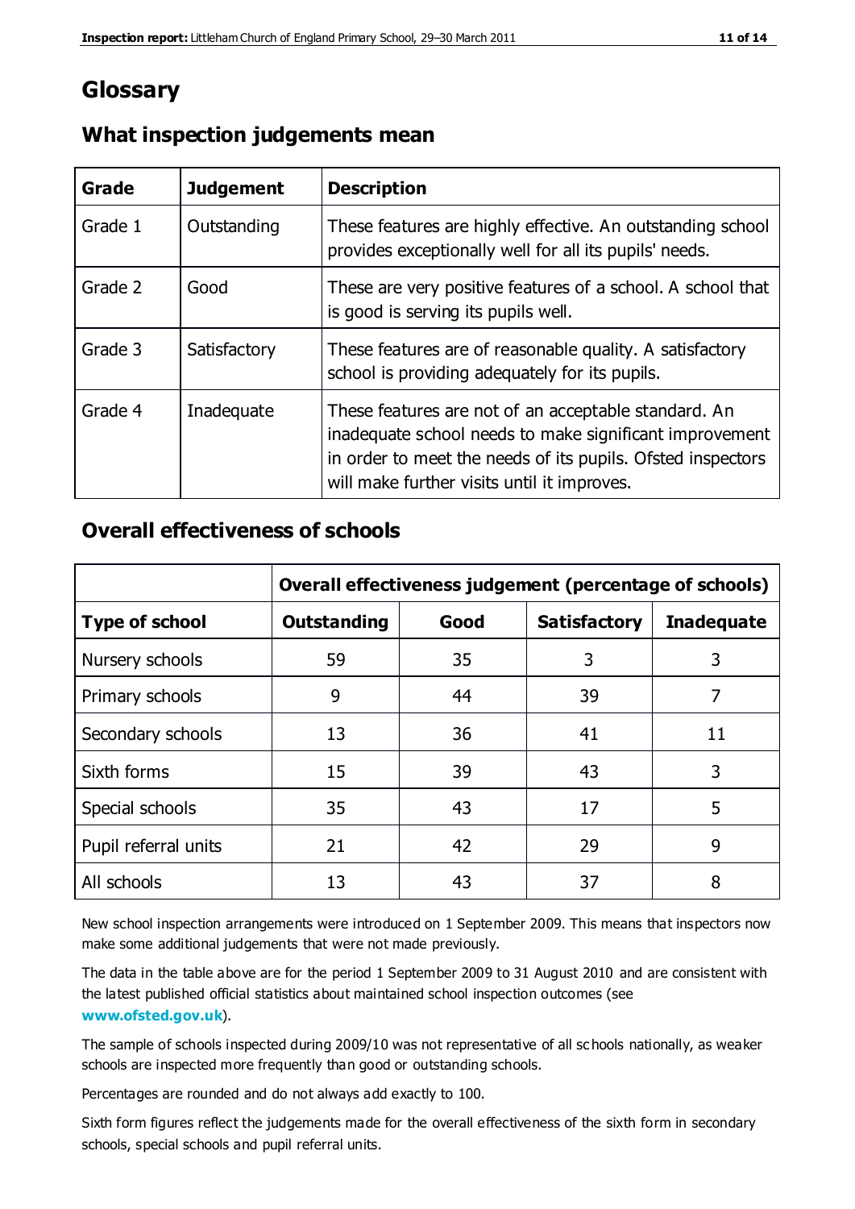# Glossary

## What inspection judgements mean

| Grade | Judgement | Description |
|---|---|---|
| Grade 1 | Outstanding | These features are highly effective. An outstanding school provides exceptionally well for all its pupils' needs. |
| Grade 2 | Good | These are very positive features of a school. A school that is good is serving its pupils well. |
| Grade 3 | Satisfactory | These features are of reasonable quality. A satisfactory school is providing adequately for its pupils. |
| Grade 4 | Inadequate | These features are not of an acceptable standard. An inadequate school needs to make significant improvement in order to meet the needs of its pupils. Ofsted inspectors will make further visits until it improves. |

## Overall effectiveness of schools

| | Overall effectiveness judgement (percentage of schools) | | | |
|---|---|---|---|---|
| **Type of school** | **Outstanding** | **Good** | **Satisfactory** | **Inadequate** |
| Nursery schools | 59 | 35 | 3 | 3 |
| Primary schools | 9 | 44 | 39 | 7 |
| Secondary schools | 13 | 36 | 41 | 11 |
| Sixth forms | 15 | 39 | 43 | 3 |
| Special schools | 35 | 43 | 17 | 5 |
| Pupil referral units | 21 | 42 | 29 | 9 |
| All schools | 13 | 43 | 37 | 8 |

New school inspection arrangements were introduced on 1 September 2009. This means that inspectors now make some additional judgements that were not made previously.

The data in the table above are for the period 1 September 2009 to 31 August 2010 and are consistent with the latest published official statistics about maintained school inspection outcomes (see **www.ofsted.gov.uk**).

The sample of schools inspected during 2009/10 was not representative of all schools nationally, as weaker schools are inspected more frequently than good or outstanding schools.

Percentages are rounded and do not always add exactly to 100.

Sixth form figures reflect the judgements made for the overall effectiveness of the sixth form in secondary schools, special schools and pupil referral units.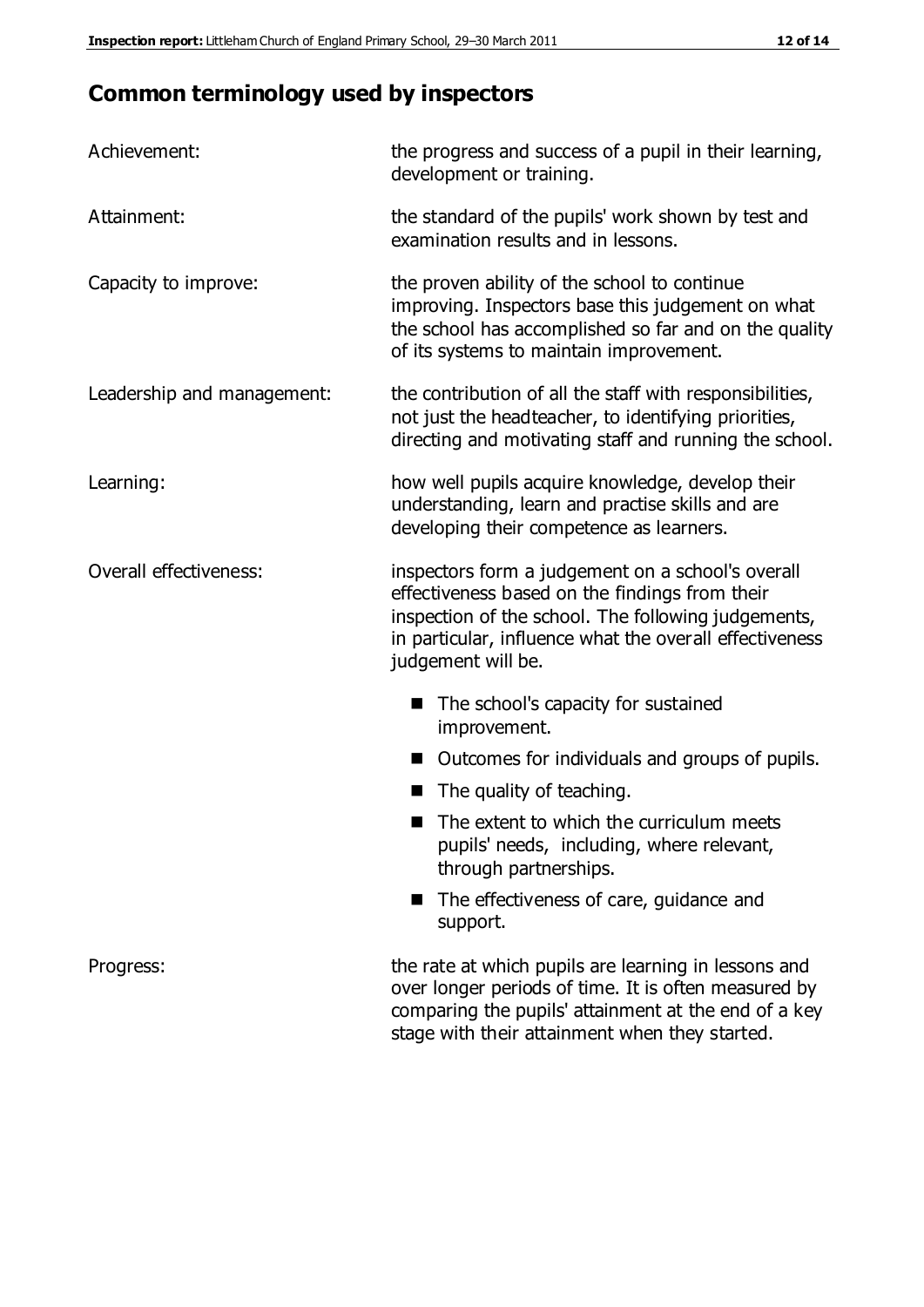## Common terminology used by inspectors

| | |
|---|---|
| Achievement: | the progress and success of a pupil in their learning, development or training. |
| Attainment: | the standard of the pupils' work shown by test and examination results and in lessons. |
| Capacity to improve: | the proven ability of the school to continue improving. Inspectors base this judgement on what the school has accomplished so far and on the quality of its systems to maintain improvement. |
| Leadership and management: | the contribution of all the staff with responsibilities, not just the headteacher, to identifying priorities, directing and motivating staff and running the school. |
| Learning: | how well pupils acquire knowledge, develop their understanding, learn and practise skills and are developing their competence as learners. |
| Overall effectiveness: | inspectors form a judgement on a school's overall effectiveness based on the findings from their inspection of the school. The following judgements, in particular, influence what the overall effectiveness judgement will be. |

- The school's capacity for sustained improvement.
- Outcomes for individuals and groups of pupils.
- The quality of teaching.
- The extent to which the curriculum meets pupils' needs, including, where relevant, through partnerships.
- The effectiveness of care, guidance and support.

| | |
|---|---|
| Progress: | the rate at which pupils are learning in lessons and over longer periods of time. It is often measured by comparing the pupils' attainment at the end of a key stage with their attainment when they started. |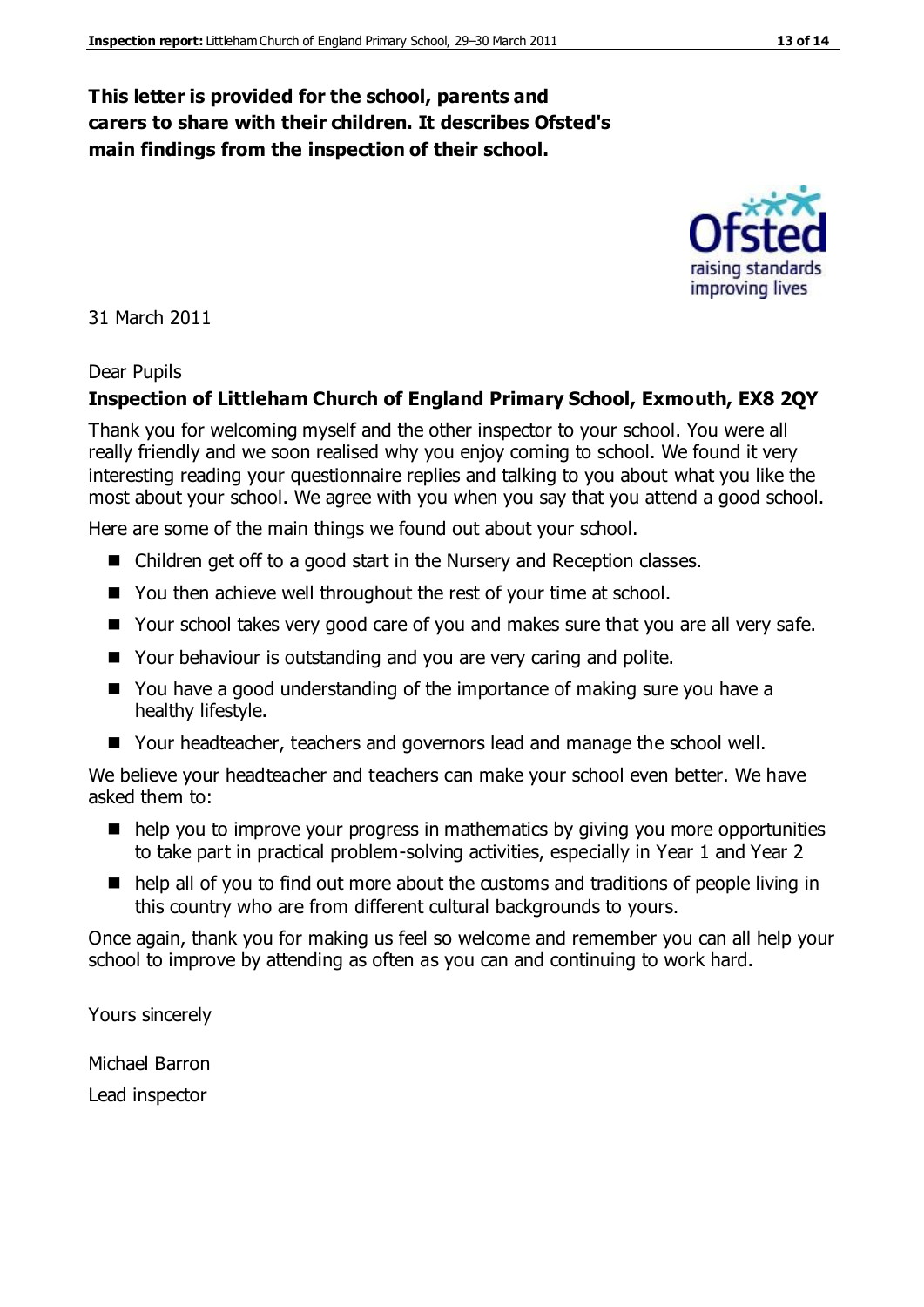**This letter is provided for the school, parents and carers to share with their children. It describes Ofsted's main findings from the inspection of their school.**

31 March 2011

Dear Pupils

**Inspection of Littleham Church of England Primary School, Exmouth, EX8 2QY**

Thank you for welcoming myself and the other inspector to your school. You were all really friendly and we soon realised why you enjoy coming to school. We found it very interesting reading your questionnaire replies and talking to you about what you like the most about your school. We agree with you when you say that you attend a good school.

Here are some of the main things we found out about your school.

- Children get off to a good start in the Nursery and Reception classes.
- You then achieve well throughout the rest of your time at school.
- Your school takes very good care of you and makes sure that you are all very safe.
- Your behaviour is outstanding and you are very caring and polite.
- You have a good understanding of the importance of making sure you have a healthy lifestyle.
- Your headteacher, teachers and governors lead and manage the school well.

We believe your headteacher and teachers can make your school even better. We have asked them to:

- help you to improve your progress in mathematics by giving you more opportunities to take part in practical problem-solving activities, especially in Year 1 and Year 2
- help all of you to find out more about the customs and traditions of people living in this country who are from different cultural backgrounds to yours.

Once again, thank you for making us feel so welcome and remember you can all help your school to improve by attending as often as you can and continuing to work hard.

Yours sincerely

Michael Barron

Lead inspector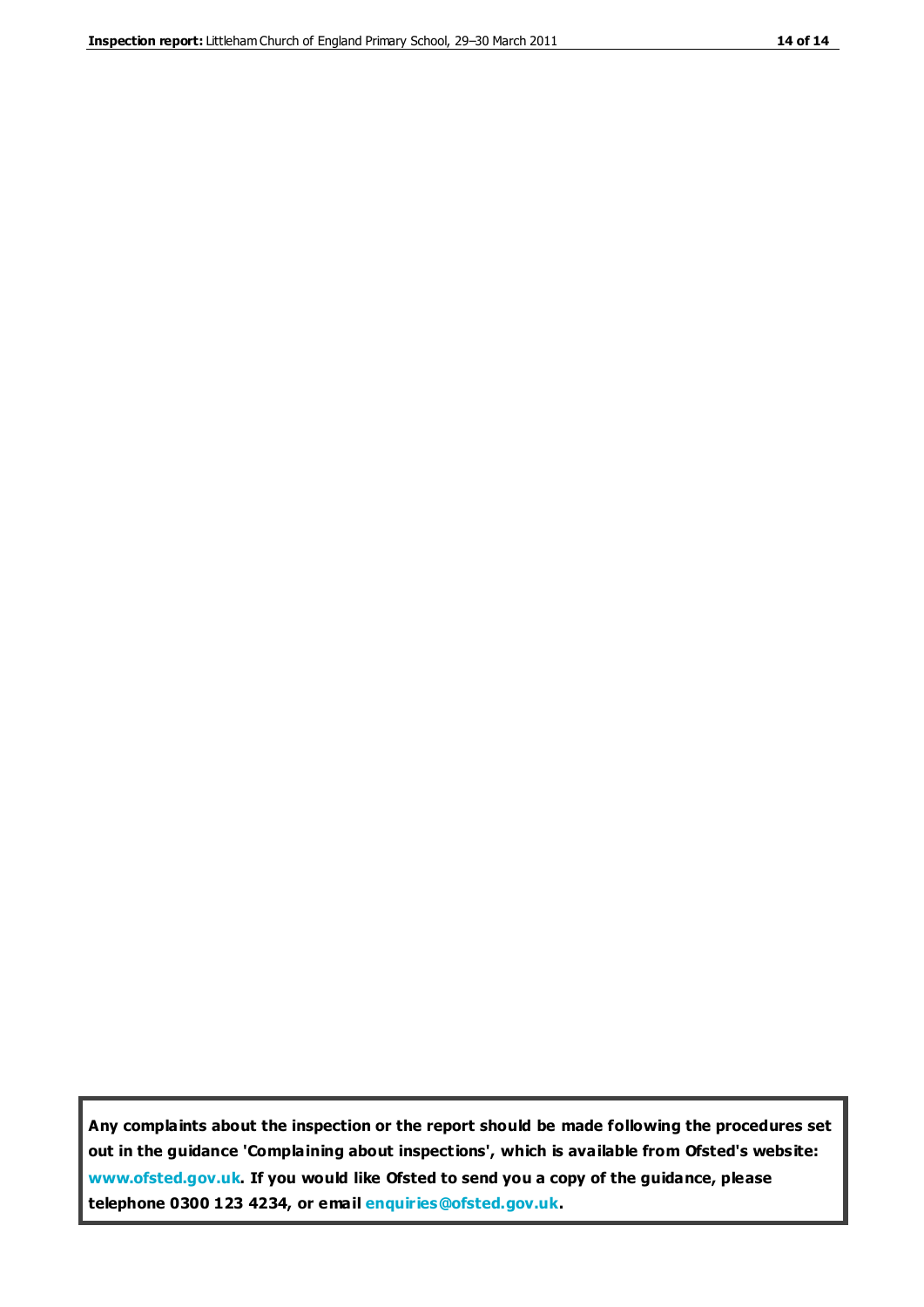**Any complaints about the inspection or the report should be made following the procedures set out in the guidance 'Complaining about inspections', which is available from Ofsted's website: www.ofsted.gov.uk. If you would like Ofsted to send you a copy of the guidance, please telephone 0300 123 4234, or email enquiries@ofsted.gov.uk.**